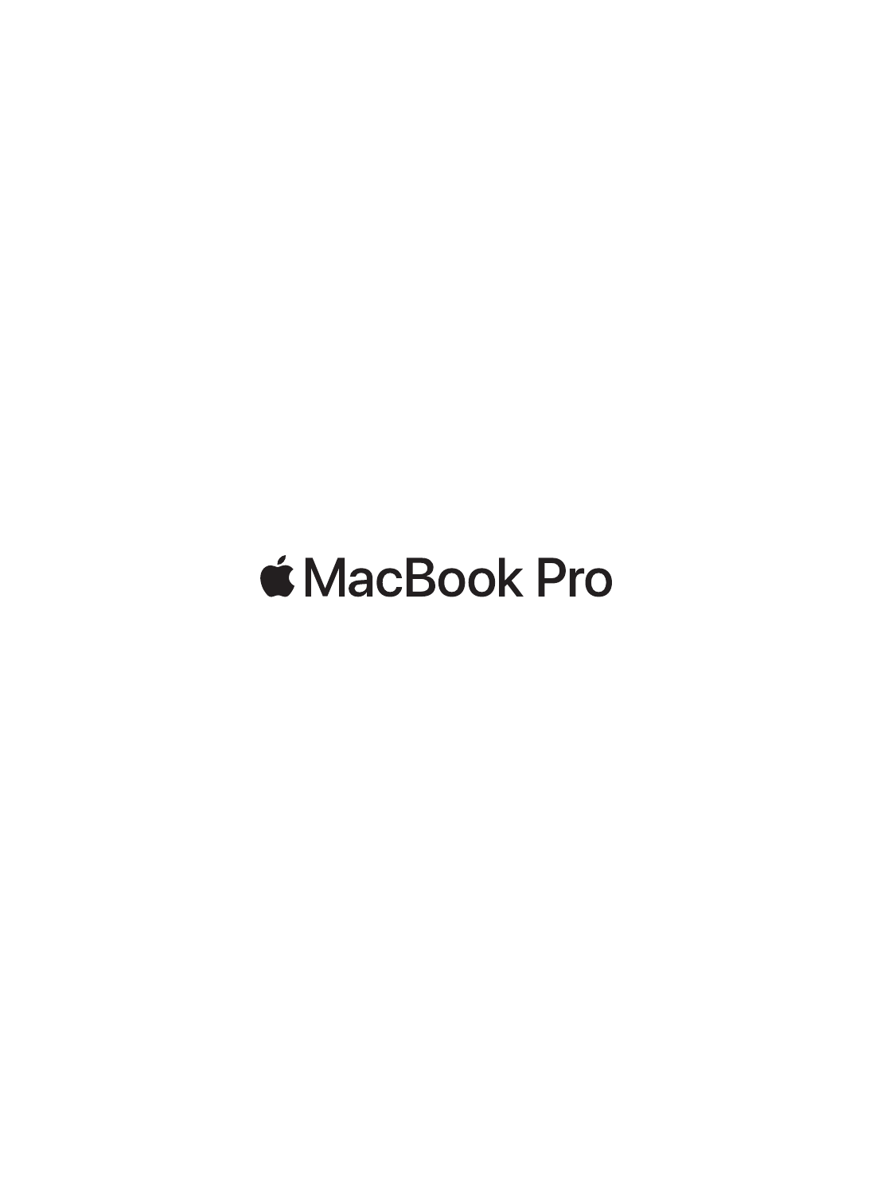# MacBook Pro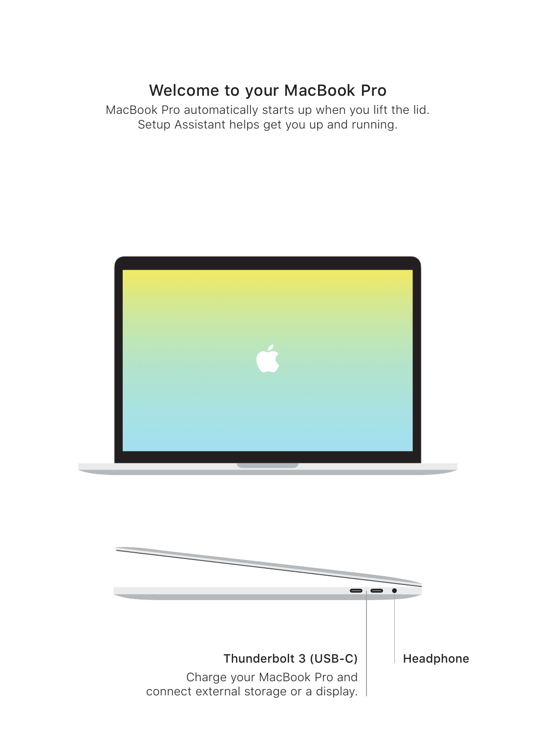# Welcome to your MacBook Pro

MacBook Pro automatically starts up when you lift the lid. Setup Assistant helps get you up and running.

**Thunderbolt 3 (USB-C)**

Charge your MacBook Pro and connect external storage or a display.

**Headphone**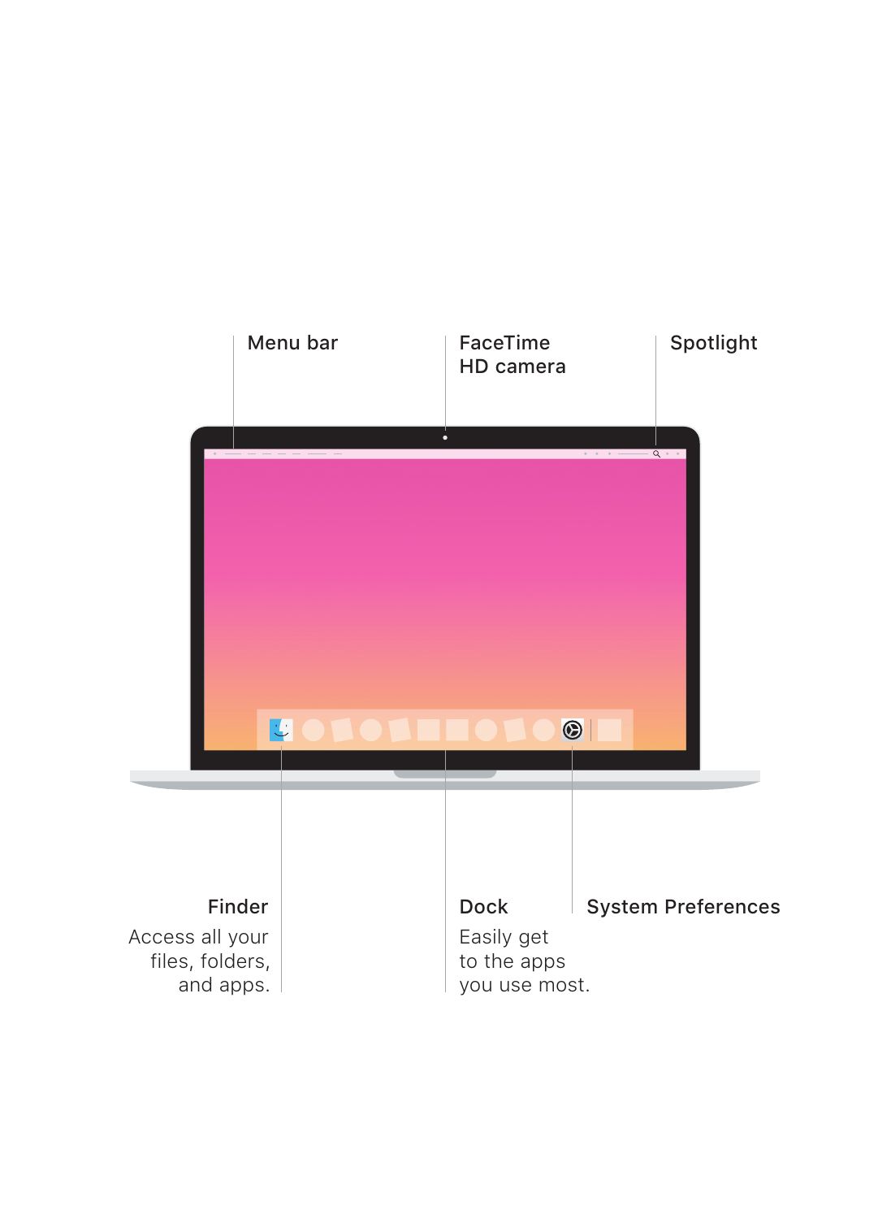Menu bar

FaceTime HD camera

Spotlight

**Finder**

Access all your files, folders, and apps.

**Dock**

Easily get to the apps you use most.

**System Preferences**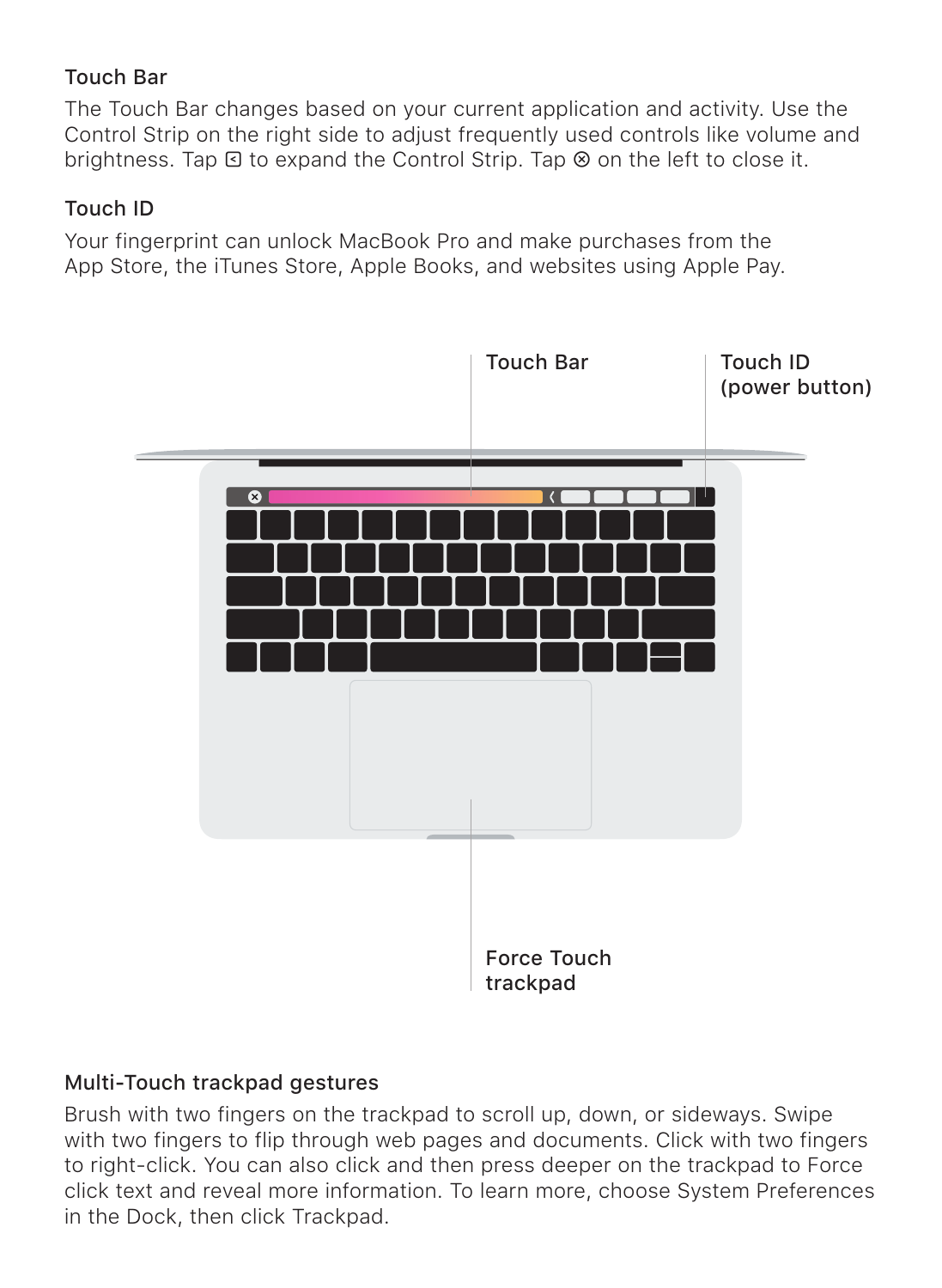### Touch Bar

The Touch Bar changes based on your current application and activity. Use the Control Strip on the right side to adjust frequently used controls like volume and brightness. Tap ⊲ to expand the Control Strip. Tap ⊗ on the left to close it.

### Touch ID

Your fingerprint can unlock MacBook Pro and make purchases from the App Store, the iTunes Store, Apple Books, and websites using Apple Pay.

Touch Bar

Touch ID (power button)

Force Touch trackpad

### Multi-Touch trackpad gestures

Brush with two fingers on the trackpad to scroll up, down, or sideways. Swipe with two fingers to flip through web pages and documents. Click with two fingers to right-click. You can also click and then press deeper on the trackpad to Force click text and reveal more information. To learn more, choose System Preferences in the Dock, then click Trackpad.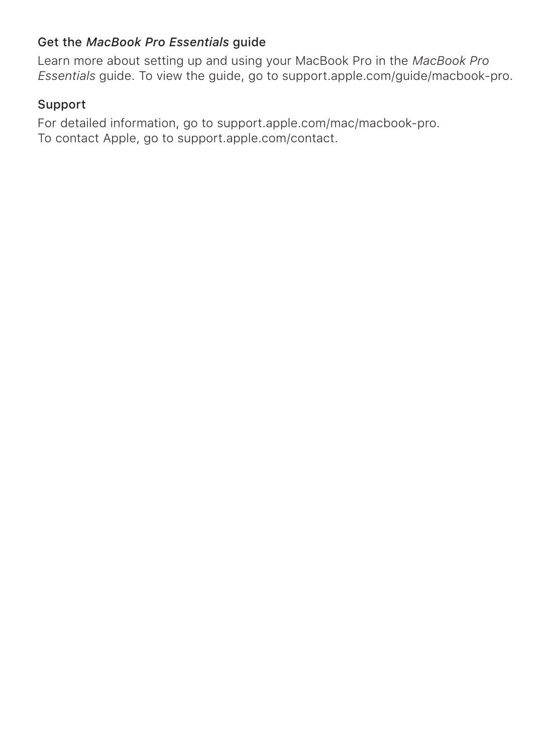## Get the *MacBook Pro Essentials* guide

Learn more about setting up and using your MacBook Pro in the *MacBook Pro Essentials* guide. To view the guide, go to support.apple.com/guide/macbook-pro.

## Support

For detailed information, go to support.apple.com/mac/macbook-pro.
To contact Apple, go to support.apple.com/contact.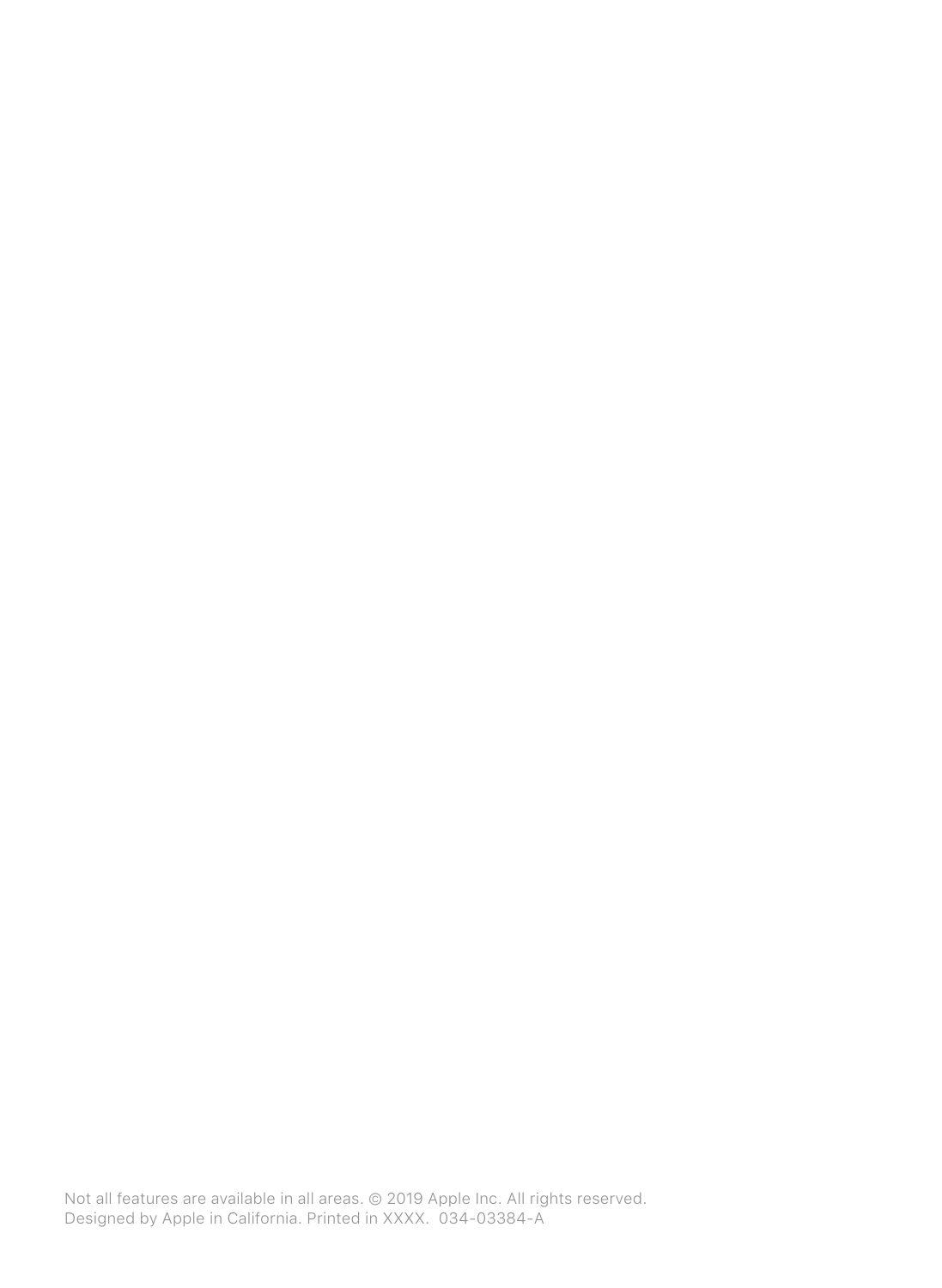Not all features are available in all areas. © 2019 Apple Inc. All rights reserved.
Designed by Apple in California. Printed in XXXX. 034-03384-A